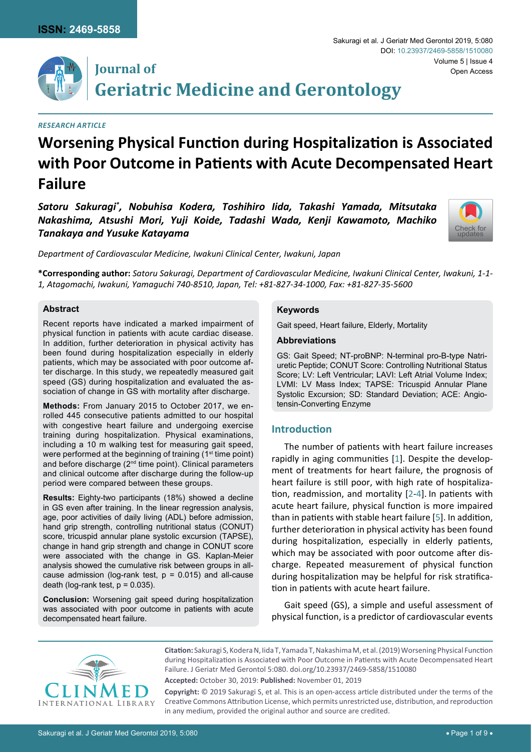*RESEARCH ARTICLE*

# Worsening Physical Function during Hospitalization is Associated with Poor Outcome in Patients with Acute Decompensated Heart Failure

***Satoru Sakuragi*, Nobuhisa Kodera, Toshihiro Iida, Takashi Yamada, Mitsutaka Nakashima, Atsushi Mori, Yuji Koide, Tadashi Wada, Kenji Kawamoto, Machiko Tanakaya and Yusuke Katayama***

*Department of Cardiovascular Medicine, Iwakuni Clinical Center, Iwakuni, Japan*

**\*Corresponding author:** *Satoru Sakuragi, Department of Cardiovascular Medicine, Iwakuni Clinical Center, Iwakuni, 1-1-1, Atagomachi, Iwakuni, Yamaguchi 740-8510, Japan, Tel: +81-827-34-1000, Fax: +81-827-35-5600*

## Abstract

Recent reports have indicated a marked impairment of physical function in patients with acute cardiac disease. In addition, further deterioration in physical activity has been found during hospitalization especially in elderly patients, which may be associated with poor outcome after discharge. In this study, we repeatedly measured gait speed (GS) during hospitalization and evaluated the association of change in GS with mortality after discharge.

**Methods:** From January 2015 to October 2017, we enrolled 445 consecutive patients admitted to our hospital with congestive heart failure and undergoing exercise training during hospitalization. Physical examinations, including a 10 m walking test for measuring gait speed, were performed at the beginning of training (1st time point) and before discharge (2nd time point). Clinical parameters and clinical outcome after discharge during the follow-up period were compared between these groups.

**Results:** Eighty-two participants (18%) showed a decline in GS even after training. In the linear regression analysis, age, poor activities of daily living (ADL) before admission, hand grip strength, controlling nutritional status (CONUT) score, tricuspid annular plane systolic excursion (TAPSE), change in hand grip strength and change in CONUT score were associated with the change in GS. Kaplan-Meier analysis showed the cumulative risk between groups in all-cause admission (log-rank test, $p = 0.015$) and all-cause death (log-rank test, $p = 0.035$).

**Conclusion:** Worsening gait speed during hospitalization was associated with poor outcome in patients with acute decompensated heart failure.

## Keywords

Gait speed, Heart failure, Elderly, Mortality

## Abbreviations

GS: Gait Speed; NT-proBNP: N-terminal pro-B-type Natriuretic Peptide; CONUT Score: Controlling Nutritional Status Score; LV: Left Ventricular; LAVI: Left Atrial Volume Index; LVMI: LV Mass Index; TAPSE: Tricuspid Annular Plane Systolic Excursion; SD: Standard Deviation; ACE: Angiotensin-Converting Enzyme

## Introduction

The number of patients with heart failure increases rapidly in aging communities [1]. Despite the development of treatments for heart failure, the prognosis of heart failure is still poor, with high rate of hospitalization, readmission, and mortality [2-4]. In patients with acute heart failure, physical function is more impaired than in patients with stable heart failure [5]. In addition, further deterioration in physical activity has been found during hospitalization, especially in elderly patients, which may be associated with poor outcome after discharge. Repeated measurement of physical function during hospitalization may be helpful for risk stratification in patients with acute heart failure.

Gait speed (GS), a simple and useful assessment of physical function, is a predictor of cardiovascular events

**Citation:** Sakuragi S, Kodera N, Iida T, Yamada T, Nakashima M, et al. (2019) Worsening Physical Function during Hospitalization is Associated with Poor Outcome in Patients with Acute Decompensated Heart Failure. J Geriatr Med Gerontol 5:080. doi.org/10.23937/2469-5858/1510080

**Accepted:** October 30, 2019: **Published:** November 01, 2019

**Copyright:** © 2019 Sakuragi S, et al. This is an open-access article distributed under the terms of the Creative Commons Attribution License, which permits unrestricted use, distribution, and reproduction in any medium, provided the original author and source are credited.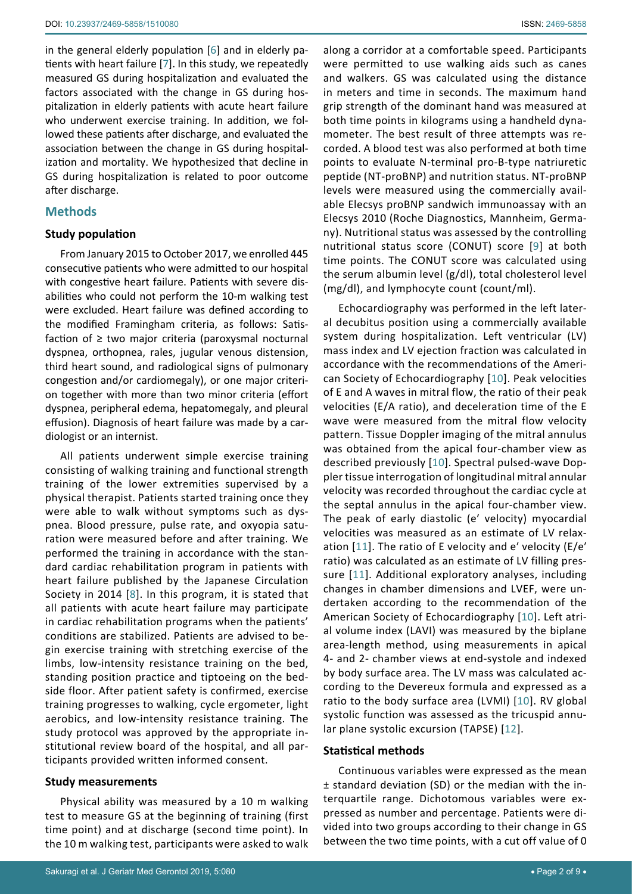in the general elderly population [6] and in elderly patients with heart failure [7]. In this study, we repeatedly measured GS during hospitalization and evaluated the factors associated with the change in GS during hospitalization in elderly patients with acute heart failure who underwent exercise training. In addition, we followed these patients after discharge, and evaluated the association between the change in GS during hospitalization and mortality. We hypothesized that decline in GS during hospitalization is related to poor outcome after discharge.

## Methods

### Study population

From January 2015 to October 2017, we enrolled 445 consecutive patients who were admitted to our hospital with congestive heart failure. Patients with severe disabilities who could not perform the 10-m walking test were excluded. Heart failure was defined according to the modified Framingham criteria, as follows: Satisfaction of ≥ two major criteria (paroxysmal nocturnal dyspnea, orthopnea, rales, jugular venous distension, third heart sound, and radiological signs of pulmonary congestion and/or cardiomegaly), or one major criterion together with more than two minor criteria (effort dyspnea, peripheral edema, hepatomegaly, and pleural effusion). Diagnosis of heart failure was made by a cardiologist or an internist.

All patients underwent simple exercise training consisting of walking training and functional strength training of the lower extremities supervised by a physical therapist. Patients started training once they were able to walk without symptoms such as dyspnea. Blood pressure, pulse rate, and oxyopia saturation were measured before and after training. We performed the training in accordance with the standard cardiac rehabilitation program in patients with heart failure published by the Japanese Circulation Society in 2014 [8]. In this program, it is stated that all patients with acute heart failure may participate in cardiac rehabilitation programs when the patients' conditions are stabilized. Patients are advised to begin exercise training with stretching exercise of the limbs, low-intensity resistance training on the bed, standing position practice and tiptoeing on the bedside floor. After patient safety is confirmed, exercise training progresses to walking, cycle ergometer, light aerobics, and low-intensity resistance training. The study protocol was approved by the appropriate institutional review board of the hospital, and all participants provided written informed consent.

### Study measurements

Physical ability was measured by a 10 m walking test to measure GS at the beginning of training (first time point) and at discharge (second time point). In the 10 m walking test, participants were asked to walk along a corridor at a comfortable speed. Participants were permitted to use walking aids such as canes and walkers. GS was calculated using the distance in meters and time in seconds. The maximum hand grip strength of the dominant hand was measured at both time points in kilograms using a handheld dynamometer. The best result of three attempts was recorded. A blood test was also performed at both time points to evaluate N-terminal pro-B-type natriuretic peptide (NT-proBNP) and nutrition status. NT-proBNP levels were measured using the commercially available Elecsys proBNP sandwich immunoassay with an Elecsys 2010 (Roche Diagnostics, Mannheim, Germany). Nutritional status was assessed by the controlling nutritional status score (CONUT) score [9] at both time points. The CONUT score was calculated using the serum albumin level (g/dl), total cholesterol level (mg/dl), and lymphocyte count (count/ml).

Echocardiography was performed in the left lateral decubitus position using a commercially available system during hospitalization. Left ventricular (LV) mass index and LV ejection fraction was calculated in accordance with the recommendations of the American Society of Echocardiography [10]. Peak velocities of E and A waves in mitral flow, the ratio of their peak velocities (E/A ratio), and deceleration time of the E wave were measured from the mitral flow velocity pattern. Tissue Doppler imaging of the mitral annulus was obtained from the apical four-chamber view as described previously [10]. Spectral pulsed-wave Doppler tissue interrogation of longitudinal mitral annular velocity was recorded throughout the cardiac cycle at the septal annulus in the apical four-chamber view. The peak of early diastolic (e' velocity) myocardial velocities was measured as an estimate of LV relaxation [11]. The ratio of E velocity and e' velocity (E/e' ratio) was calculated as an estimate of LV filling pressure [11]. Additional exploratory analyses, including changes in chamber dimensions and LVEF, were undertaken according to the recommendation of the American Society of Echocardiography [10]. Left atrial volume index (LAVI) was measured by the biplane area-length method, using measurements in apical 4- and 2- chamber views at end-systole and indexed by body surface area. The LV mass was calculated according to the Devereux formula and expressed as a ratio to the body surface area (LVMI) [10]. RV global systolic function was assessed as the tricuspid annular plane systolic excursion (TAPSE) [12].

### Statistical methods

Continuous variables were expressed as the mean ± standard deviation (SD) or the median with the interquartile range. Dichotomous variables were expressed as number and percentage. Patients were divided into two groups according to their change in GS between the two time points, with a cut off value of 0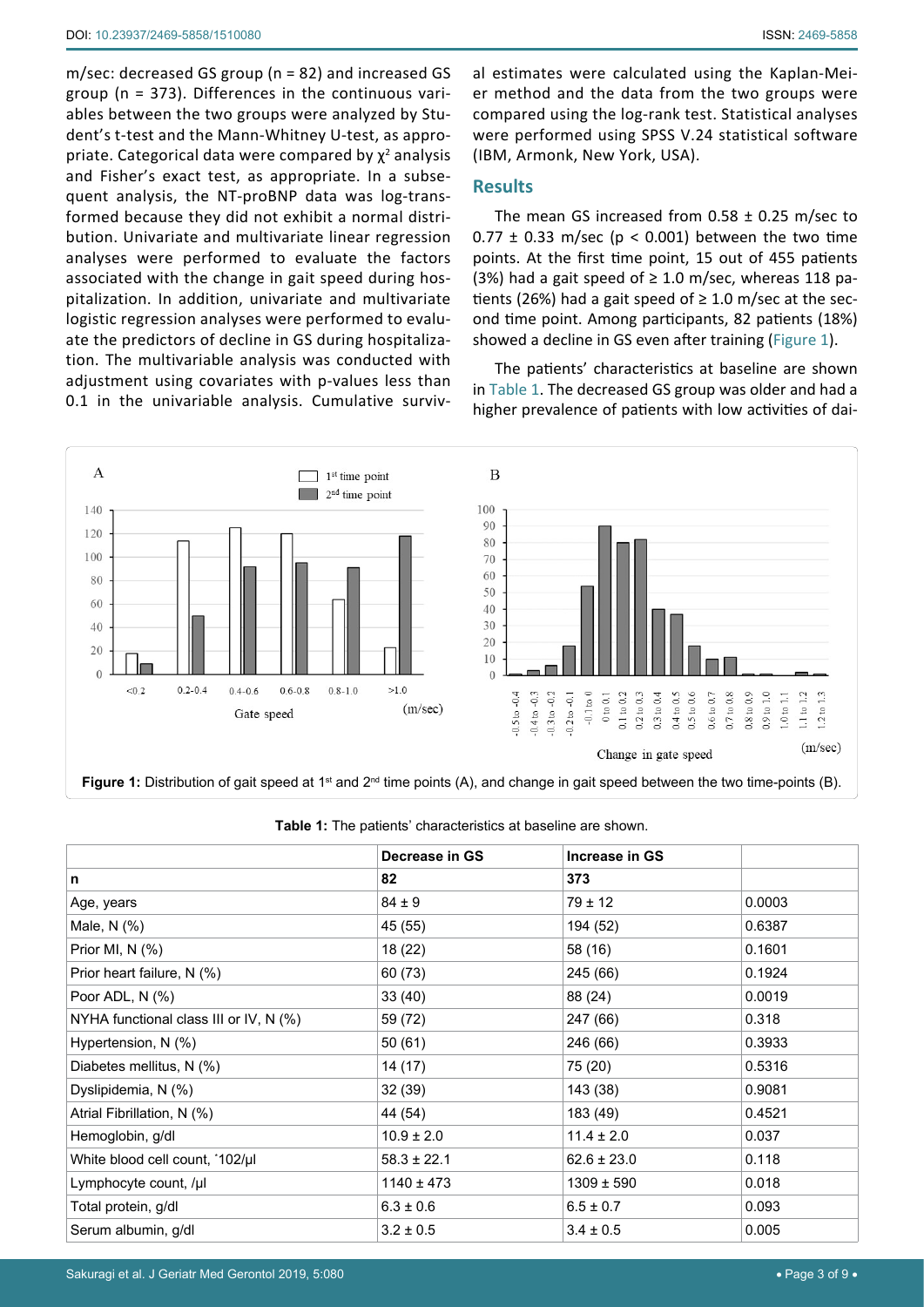m/sec: decreased GS group (n = 82) and increased GS group (n = 373). Differences in the continuous variables between the two groups were analyzed by Student's t-test and the Mann-Whitney U-test, as appropriate. Categorical data were compared by $\chi^2$ analysis and Fisher's exact test, as appropriate. In a subsequent analysis, the NT-proBNP data was log-transformed because they did not exhibit a normal distribution. Univariate and multivariate linear regression analyses were performed to evaluate the factors associated with the change in gait speed during hospitalization. In addition, univariate and multivariate logistic regression analyses were performed to evaluate the predictors of decline in GS during hospitalization. The multivariable analysis was conducted with adjustment using covariates with p-values less than 0.1 in the univariable analysis. Cumulative survival estimates were calculated using the Kaplan-Meier method and the data from the two groups were compared using the log-rank test. Statistical analyses were performed using SPSS V.24 statistical software (IBM, Armonk, New York, USA).

## Results

The mean GS increased from 0.58 ± 0.25 m/sec to 0.77 ± 0.33 m/sec ($p < 0.001$) between the two time points. At the first time point, 15 out of 455 patients (3%) had a gait speed of ≥ 1.0 m/sec, whereas 118 patients (26%) had a gait speed of ≥ 1.0 m/sec at the second time point. Among participants, 82 patients (18%) showed a decline in GS even after training (Figure 1).

The patients' characteristics at baseline are shown in Table 1. The decreased GS group was older and had a higher prevalence of patients with low activities of dai-

**Figure 1:** Distribution of gait speed at 1st and 2nd time points (A), and change in gait speed between the two time-points (B).

**Table 1:** The patients' characteristics at baseline are shown.

| | Decrease in GS | Increase in GS | |
|---|---|---|---|
| n | 82 | 373 | |
| Age, years | 84 ± 9 | 79 ± 12 | 0.0003 |
| Male, N (%) | 45 (55) | 194 (52) | 0.6387 |
| Prior MI, N (%) | 18 (22) | 58 (16) | 0.1601 |
| Prior heart failure, N (%) | 60 (73) | 245 (66) | 0.1924 |
| Poor ADL, N (%) | 33 (40) | 88 (24) | 0.0019 |
| NYHA functional class III or IV, N (%) | 59 (72) | 247 (66) | 0.318 |
| Hypertension, N (%) | 50 (61) | 246 (66) | 0.3933 |
| Diabetes mellitus, N (%) | 14 (17) | 75 (20) | 0.5316 |
| Dyslipidemia, N (%) | 32 (39) | 143 (38) | 0.9081 |
| Atrial Fibrillation, N (%) | 44 (54) | 183 (49) | 0.4521 |
| Hemoglobin, g/dl | 10.9 ± 2.0 | 11.4 ± 2.0 | 0.037 |
| White blood cell count, ˙102/µl | 58.3 ± 22.1 | 62.6 ± 23.0 | 0.118 |
| Lymphocyte count, /µl | 1140 ± 473 | 1309 ± 590 | 0.018 |
| Total protein, g/dl | 6.3 ± 0.6 | 6.5 ± 0.7 | 0.093 |
| Serum albumin, g/dl | 3.2 ± 0.5 | 3.4 ± 0.5 | 0.005 |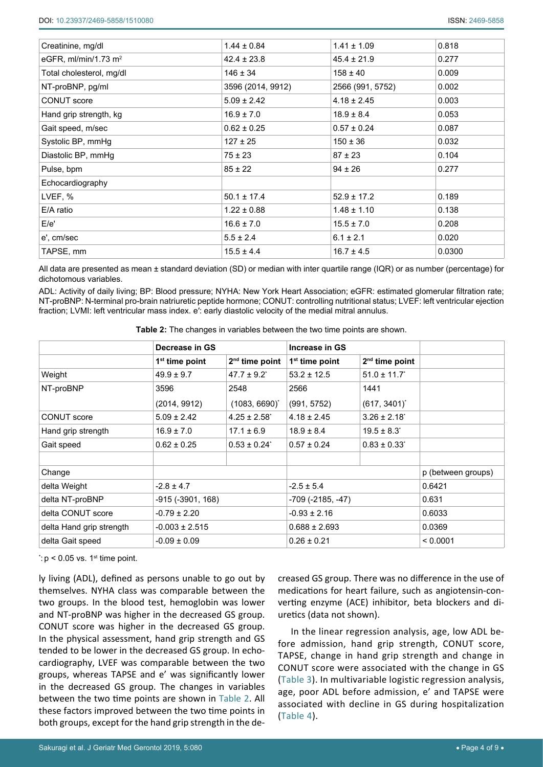| | | | |
|---|---|---|---|
| Creatinine, mg/dl | 1.44 ± 0.84 | 1.41 ± 1.09 | 0.818 |
| eGFR, ml/min/1.73 m² | 42.4 ± 23.8 | 45.4 ± 21.9 | 0.277 |
| Total cholesterol, mg/dl | 146 ± 34 | 158 ± 40 | 0.009 |
| NT-proBNP, pg/ml | 3596 (2014, 9912) | 2566 (991, 5752) | 0.002 |
| CONUT score | 5.09 ± 2.42 | 4.18 ± 2.45 | 0.003 |
| Hand grip strength, kg | 16.9 ± 7.0 | 18.9 ± 8.4 | 0.053 |
| Gait speed, m/sec | 0.62 ± 0.25 | 0.57 ± 0.24 | 0.087 |
| Systolic BP, mmHg | 127 ± 25 | 150 ± 36 | 0.032 |
| Diastolic BP, mmHg | 75 ± 23 | 87 ± 23 | 0.104 |
| Pulse, bpm | 85 ± 22 | 94 ± 26 | 0.277 |
| Echocardiography | | | |
| LVEF, % | 50.1 ± 17.4 | 52.9 ± 17.2 | 0.189 |
| E/A ratio | 1.22 ± 0.88 | 1.48 ± 1.10 | 0.138 |
| E/e' | 16.6 ± 7.0 | 15.5 ± 7.0 | 0.208 |
| e', cm/sec | 5.5 ± 2.4 | 6.1 ± 2.1 | 0.020 |
| TAPSE, mm | 15.5 ± 4.4 | 16.7 ± 4.5 | 0.0300 |

All data are presented as mean ± standard deviation (SD) or median with inter quartile range (IQR) or as number (percentage) for dichotomous variables.

ADL: Activity of daily living; BP: Blood pressure; NYHA: New York Heart Association; eGFR: estimated glomerular filtration rate; NT-proBNP: N-terminal pro-brain natriuretic peptide hormone; CONUT: controlling nutritional status; LVEF: left ventricular ejection fraction; LVMI: left ventricular mass index. e': early diastolic velocity of the medial mitral annulus.

**Table 2:** The changes in variables between the two time points are shown.

| | Decrease in GS | | Increase in GS | | |
|---|---|---|---|---|---|
| | 1st time point | 2nd time point | 1st time point | 2nd time point | |
| Weight | 49.9 ± 9.7 | 47.7 ± 9.2* | 53.2 ± 12.5 | 51.0 ± 11.7* | |
| NT-proBNP | 3596 (2014, 9912) | 2548 (1083, 6690)* | 2566 (991, 5752) | 1441 (617, 3401)* | |
| CONUT score | 5.09 ± 2.42 | 4.25 ± 2.58* | 4.18 ± 2.45 | 3.26 ± 2.18* | |
| Hand grip strength | 16.9 ± 7.0 | 17.1 ± 6.9 | 18.9 ± 8.4 | 19.5 ± 8.3* | |
| Gait speed | 0.62 ± 0.25 | 0.53 ± 0.24* | 0.57 ± 0.24 | 0.83 ± 0.33* | |
| | | | | | |
| Change | | | | | p (between groups) |
| delta Weight | -2.8 ± 4.7 | | -2.5 ± 5.4 | | 0.6421 |
| delta NT-proBNP | -915 (-3901, 168) | | -709 (-2185, -47) | | 0.631 |
| delta CONUT score | -0.79 ± 2.20 | | -0.93 ± 2.16 | | 0.6033 |
| delta Hand grip strength | -0.003 ± 2.515 | | 0.688 ± 2.693 | | 0.0369 |
| delta Gait speed | -0.09 ± 0.09 | | 0.26 ± 0.21 | | < 0.0001 |

*: $p < 0.05$ vs. 1st time point.

ly living (ADL), defined as persons unable to go out by themselves. NYHA class was comparable between the two groups. In the blood test, hemoglobin was lower and NT-proBNP was higher in the decreased GS group. CONUT score was higher in the decreased GS group. In the physical assessment, hand grip strength and GS tended to be lower in the decreased GS group. In echocardiography, LVEF was comparable between the two groups, whereas TAPSE and e' was significantly lower in the decreased GS group. The changes in variables between the two time points are shown in Table 2. All these factors improved between the two time points in both groups, except for the hand grip strength in the decreased GS group. There was no difference in the use of medications for heart failure, such as angiotensin-converting enzyme (ACE) inhibitor, beta blockers and diuretics (data not shown).

In the linear regression analysis, age, low ADL before admission, hand grip strength, CONUT score, TAPSE, change in hand grip strength and change in CONUT score were associated with the change in GS (Table 3). In multivariable logistic regression analysis, age, poor ADL before admission, e' and TAPSE were associated with decline in GS during hospitalization (Table 4).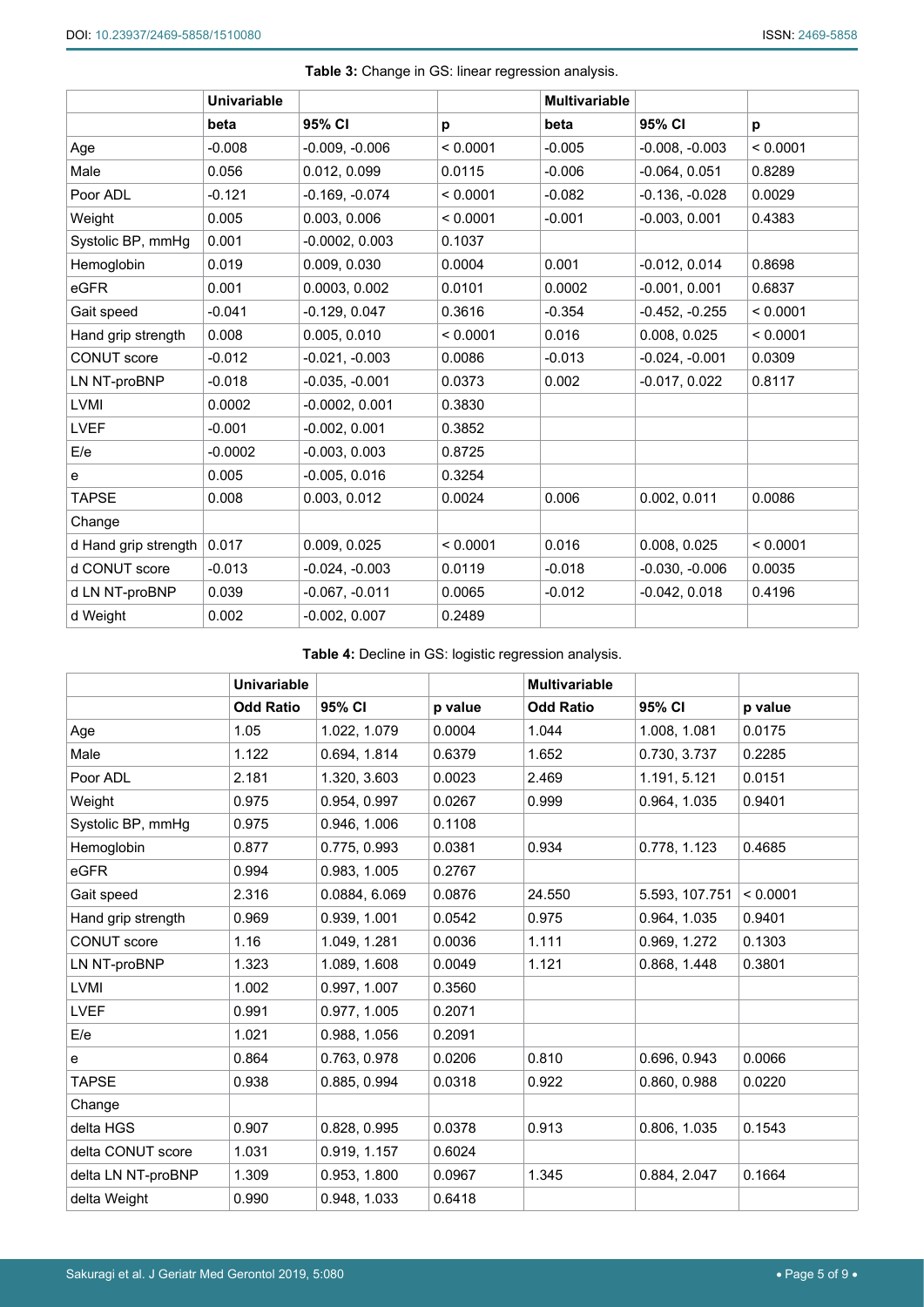**Table 3:** Change in GS: linear regression analysis.

| | Univariable | | | Multivariable | | |
|---|---|---|---|---|---|---|
| | beta | 95% CI | p | beta | 95% CI | p |
| Age | -0.008 | -0.009, -0.006 | < 0.0001 | -0.005 | -0.008, -0.003 | < 0.0001 |
| Male | 0.056 | 0.012, 0.099 | 0.0115 | -0.006 | -0.064, 0.051 | 0.8289 |
| Poor ADL | -0.121 | -0.169, -0.074 | < 0.0001 | -0.082 | -0.136, -0.028 | 0.0029 |
| Weight | 0.005 | 0.003, 0.006 | < 0.0001 | -0.001 | -0.003, 0.001 | 0.4383 |
| Systolic BP, mmHg | 0.001 | -0.0002, 0.003 | 0.1037 | | | |
| Hemoglobin | 0.019 | 0.009, 0.030 | 0.0004 | 0.001 | -0.012, 0.014 | 0.8698 |
| eGFR | 0.001 | 0.0003, 0.002 | 0.0101 | 0.0002 | -0.001, 0.001 | 0.6837 |
| Gait speed | -0.041 | -0.129, 0.047 | 0.3616 | -0.354 | -0.452, -0.255 | < 0.0001 |
| Hand grip strength | 0.008 | 0.005, 0.010 | < 0.0001 | 0.016 | 0.008, 0.025 | < 0.0001 |
| CONUT score | -0.012 | -0.021, -0.003 | 0.0086 | -0.013 | -0.024, -0.001 | 0.0309 |
| LN NT-proBNP | -0.018 | -0.035, -0.001 | 0.0373 | 0.002 | -0.017, 0.022 | 0.8117 |
| LVMI | 0.0002 | -0.0002, 0.001 | 0.3830 | | | |
| LVEF | -0.001 | -0.002, 0.001 | 0.3852 | | | |
| E/e | -0.0002 | -0.003, 0.003 | 0.8725 | | | |
| e | 0.005 | -0.005, 0.016 | 0.3254 | | | |
| TAPSE | 0.008 | 0.003, 0.012 | 0.0024 | 0.006 | 0.002, 0.011 | 0.0086 |
| Change | | | | | | |
| d Hand grip strength | 0.017 | 0.009, 0.025 | < 0.0001 | 0.016 | 0.008, 0.025 | < 0.0001 |
| d CONUT score | -0.013 | -0.024, -0.003 | 0.0119 | -0.018 | -0.030, -0.006 | 0.0035 |
| d LN NT-proBNP | 0.039 | -0.067, -0.011 | 0.0065 | -0.012 | -0.042, 0.018 | 0.4196 |
| d Weight | 0.002 | -0.002, 0.007 | 0.2489 | | | |

**Table 4:** Decline in GS: logistic regression analysis.

| | Univariable | | | Multivariable | | |
|---|---|---|---|---|---|---|
| | Odd Ratio | 95% CI | p value | Odd Ratio | 95% CI | p value |
| Age | 1.05 | 1.022, 1.079 | 0.0004 | 1.044 | 1.008, 1.081 | 0.0175 |
| Male | 1.122 | 0.694, 1.814 | 0.6379 | 1.652 | 0.730, 3.737 | 0.2285 |
| Poor ADL | 2.181 | 1.320, 3.603 | 0.0023 | 2.469 | 1.191, 5.121 | 0.0151 |
| Weight | 0.975 | 0.954, 0.997 | 0.0267 | 0.999 | 0.964, 1.035 | 0.9401 |
| Systolic BP, mmHg | 0.975 | 0.946, 1.006 | 0.1108 | | | |
| Hemoglobin | 0.877 | 0.775, 0.993 | 0.0381 | 0.934 | 0.778, 1.123 | 0.4685 |
| eGFR | 0.994 | 0.983, 1.005 | 0.2767 | | | |
| Gait speed | 2.316 | 0.0884, 6.069 | 0.0876 | 24.550 | 5.593, 107.751 | < 0.0001 |
| Hand grip strength | 0.969 | 0.939, 1.001 | 0.0542 | 0.975 | 0.964, 1.035 | 0.9401 |
| CONUT score | 1.16 | 1.049, 1.281 | 0.0036 | 1.111 | 0.969, 1.272 | 0.1303 |
| LN NT-proBNP | 1.323 | 1.089, 1.608 | 0.0049 | 1.121 | 0.868, 1.448 | 0.3801 |
| LVMI | 1.002 | 0.997, 1.007 | 0.3560 | | | |
| LVEF | 0.991 | 0.977, 1.005 | 0.2071 | | | |
| E/e | 1.021 | 0.988, 1.056 | 0.2091 | | | |
| e | 0.864 | 0.763, 0.978 | 0.0206 | 0.810 | 0.696, 0.943 | 0.0066 |
| TAPSE | 0.938 | 0.885, 0.994 | 0.0318 | 0.922 | 0.860, 0.988 | 0.0220 |
| Change | | | | | | |
| delta HGS | 0.907 | 0.828, 0.995 | 0.0378 | 0.913 | 0.806, 1.035 | 0.1543 |
| delta CONUT score | 1.031 | 0.919, 1.157 | 0.6024 | | | |
| delta LN NT-proBNP | 1.309 | 0.953, 1.800 | 0.0967 | 1.345 | 0.884, 2.047 | 0.1664 |
| delta Weight | 0.990 | 0.948, 1.033 | 0.6418 | | | |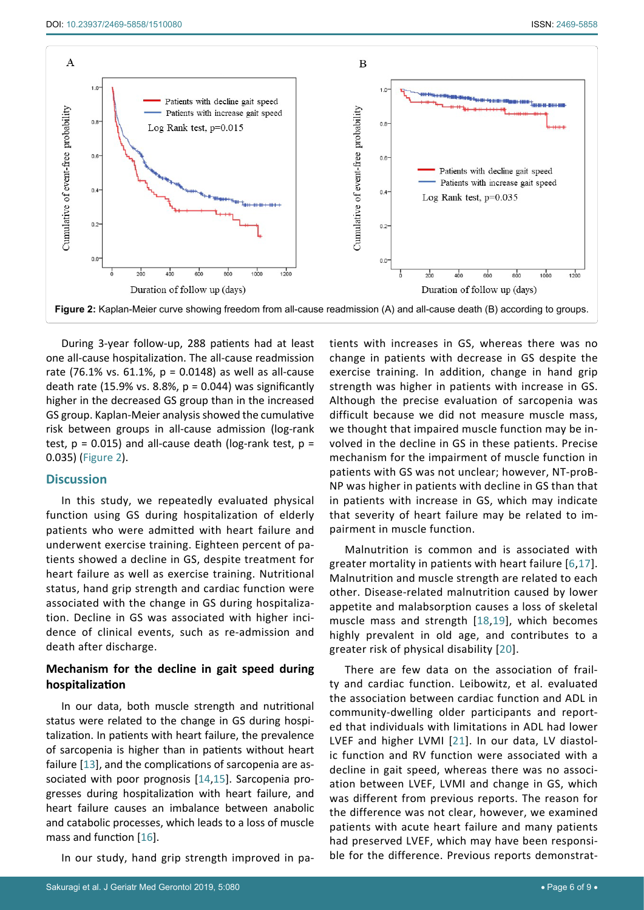**Figure 2:** Kaplan-Meier curve showing freedom from all-cause readmission (A) and all-cause death (B) according to groups.

During 3-year follow-up, 288 patients had at least one all-cause hospitalization. The all-cause readmission rate (76.1% vs. 61.1%, p = 0.0148) as well as all-cause death rate (15.9% vs. 8.8%, p = 0.044) was significantly higher in the decreased GS group than in the increased GS group. Kaplan-Meier analysis showed the cumulative risk between groups in all-cause admission (log-rank test, p = 0.015) and all-cause death (log-rank test, p = 0.035) (Figure 2).

## Discussion

In this study, we repeatedly evaluated physical function using GS during hospitalization of elderly patients who were admitted with heart failure and underwent exercise training. Eighteen percent of patients showed a decline in GS, despite treatment for heart failure as well as exercise training. Nutritional status, hand grip strength and cardiac function were associated with the change in GS during hospitalization. Decline in GS was associated with higher incidence of clinical events, such as re-admission and death after discharge.

### Mechanism for the decline in gait speed during hospitalization

In our data, both muscle strength and nutritional status were related to the change in GS during hospitalization. In patients with heart failure, the prevalence of sarcopenia is higher than in patients without heart failure [13], and the complications of sarcopenia are associated with poor prognosis [14,15]. Sarcopenia progresses during hospitalization with heart failure, and heart failure causes an imbalance between anabolic and catabolic processes, which leads to a loss of muscle mass and function [16].

In our study, hand grip strength improved in patients with increases in GS, whereas there was no change in patients with decrease in GS despite the exercise training. In addition, change in hand grip strength was higher in patients with increase in GS. Although the precise evaluation of sarcopenia was difficult because we did not measure muscle mass, we thought that impaired muscle function may be involved in the decline in GS in these patients. Precise mechanism for the impairment of muscle function in patients with GS was not unclear; however, NT-proBNP was higher in patients with decline in GS than that in patients with increase in GS, which may indicate that severity of heart failure may be related to impairment in muscle function.

Malnutrition is common and is associated with greater mortality in patients with heart failure [6,17]. Malnutrition and muscle strength are related to each other. Disease-related malnutrition caused by lower appetite and malabsorption causes a loss of skeletal muscle mass and strength [18,19], which becomes highly prevalent in old age, and contributes to a greater risk of physical disability [20].

There are few data on the association of frailty and cardiac function. Leibowitz, et al. evaluated the association between cardiac function and ADL in community-dwelling older participants and reported that individuals with limitations in ADL had lower LVEF and higher LVMI [21]. In our data, LV diastolic function and RV function were associated with a decline in gait speed, whereas there was no association between LVEF, LVMI and change in GS, which was different from previous reports. The reason for the difference was not clear, however, we examined patients with acute heart failure and many patients had preserved LVEF, which may have been responsible for the difference. Previous reports demonstrat-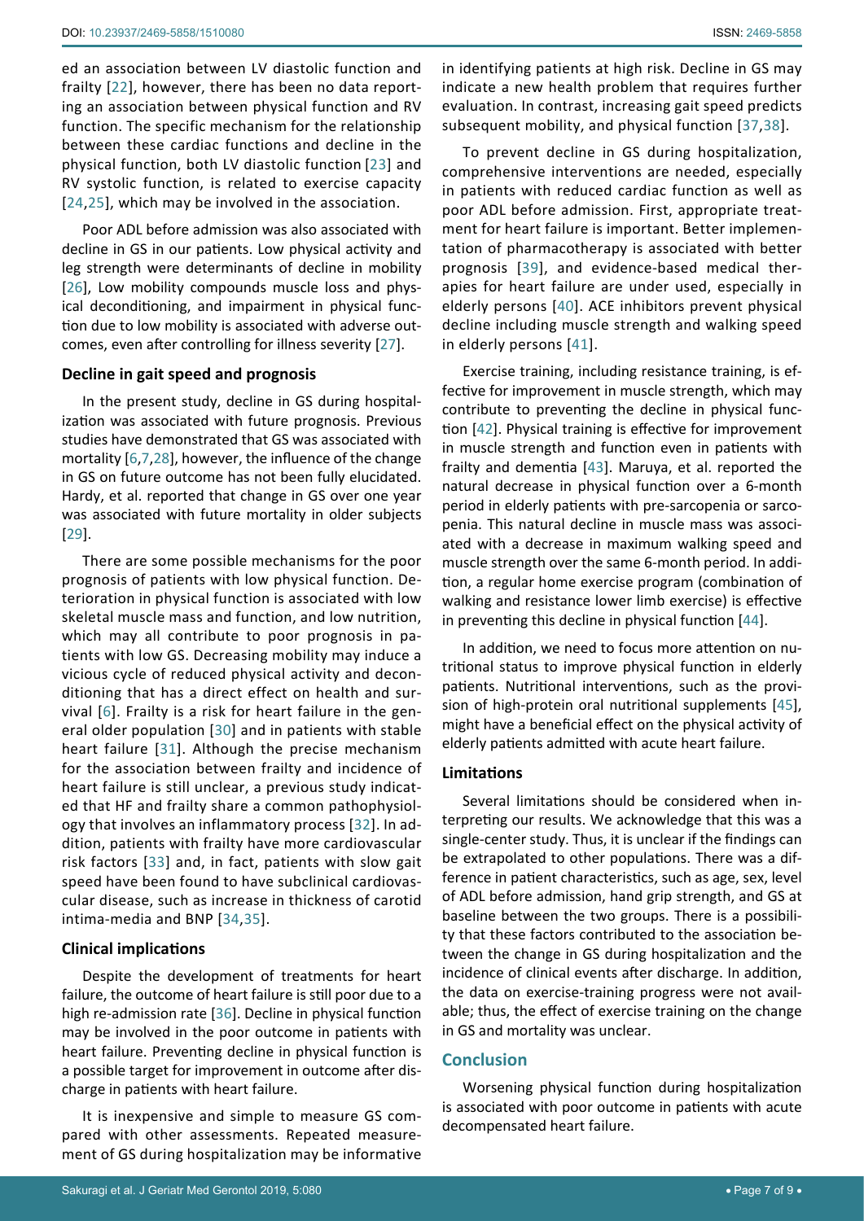ed an association between LV diastolic function and frailty [22], however, there has been no data reporting an association between physical function and RV function. The specific mechanism for the relationship between these cardiac functions and decline in the physical function, both LV diastolic function [23] and RV systolic function, is related to exercise capacity [24,25], which may be involved in the association.

Poor ADL before admission was also associated with decline in GS in our patients. Low physical activity and leg strength were determinants of decline in mobility [26], Low mobility compounds muscle loss and physical deconditioning, and impairment in physical function due to low mobility is associated with adverse outcomes, even after controlling for illness severity [27].

### Decline in gait speed and prognosis

In the present study, decline in GS during hospitalization was associated with future prognosis. Previous studies have demonstrated that GS was associated with mortality [6,7,28], however, the influence of the change in GS on future outcome has not been fully elucidated. Hardy, et al. reported that change in GS over one year was associated with future mortality in older subjects [29].

There are some possible mechanisms for the poor prognosis of patients with low physical function. Deterioration in physical function is associated with low skeletal muscle mass and function, and low nutrition, which may all contribute to poor prognosis in patients with low GS. Decreasing mobility may induce a vicious cycle of reduced physical activity and deconditioning that has a direct effect on health and survival [6]. Frailty is a risk for heart failure in the general older population [30] and in patients with stable heart failure [31]. Although the precise mechanism for the association between frailty and incidence of heart failure is still unclear, a previous study indicated that HF and frailty share a common pathophysiology that involves an inflammatory process [32]. In addition, patients with frailty have more cardiovascular risk factors [33] and, in fact, patients with slow gait speed have been found to have subclinical cardiovascular disease, such as increase in thickness of carotid intima-media and BNP [34,35].

### Clinical implications

Despite the development of treatments for heart failure, the outcome of heart failure is still poor due to a high re-admission rate [36]. Decline in physical function may be involved in the poor outcome in patients with heart failure. Preventing decline in physical function is a possible target for improvement in outcome after discharge in patients with heart failure.

It is inexpensive and simple to measure GS compared with other assessments. Repeated measurement of GS during hospitalization may be informative in identifying patients at high risk. Decline in GS may indicate a new health problem that requires further evaluation. In contrast, increasing gait speed predicts subsequent mobility, and physical function [37,38].

To prevent decline in GS during hospitalization, comprehensive interventions are needed, especially in patients with reduced cardiac function as well as poor ADL before admission. First, appropriate treatment for heart failure is important. Better implementation of pharmacotherapy is associated with better prognosis [39], and evidence-based medical therapies for heart failure are under used, especially in elderly persons [40]. ACE inhibitors prevent physical decline including muscle strength and walking speed in elderly persons [41].

Exercise training, including resistance training, is effective for improvement in muscle strength, which may contribute to preventing the decline in physical function [42]. Physical training is effective for improvement in muscle strength and function even in patients with frailty and dementia [43]. Maruya, et al. reported the natural decrease in physical function over a 6-month period in elderly patients with pre-sarcopenia or sarcopenia. This natural decline in muscle mass was associated with a decrease in maximum walking speed and muscle strength over the same 6-month period. In addition, a regular home exercise program (combination of walking and resistance lower limb exercise) is effective in preventing this decline in physical function [44].

In addition, we need to focus more attention on nutritional status to improve physical function in elderly patients. Nutritional interventions, such as the provision of high-protein oral nutritional supplements [45], might have a beneficial effect on the physical activity of elderly patients admitted with acute heart failure.

### Limitations

Several limitations should be considered when interpreting our results. We acknowledge that this was a single-center study. Thus, it is unclear if the findings can be extrapolated to other populations. There was a difference in patient characteristics, such as age, sex, level of ADL before admission, hand grip strength, and GS at baseline between the two groups. There is a possibility that these factors contributed to the association between the change in GS during hospitalization and the incidence of clinical events after discharge. In addition, the data on exercise-training progress were not available; thus, the effect of exercise training on the change in GS and mortality was unclear.

## Conclusion

Worsening physical function during hospitalization is associated with poor outcome in patients with acute decompensated heart failure.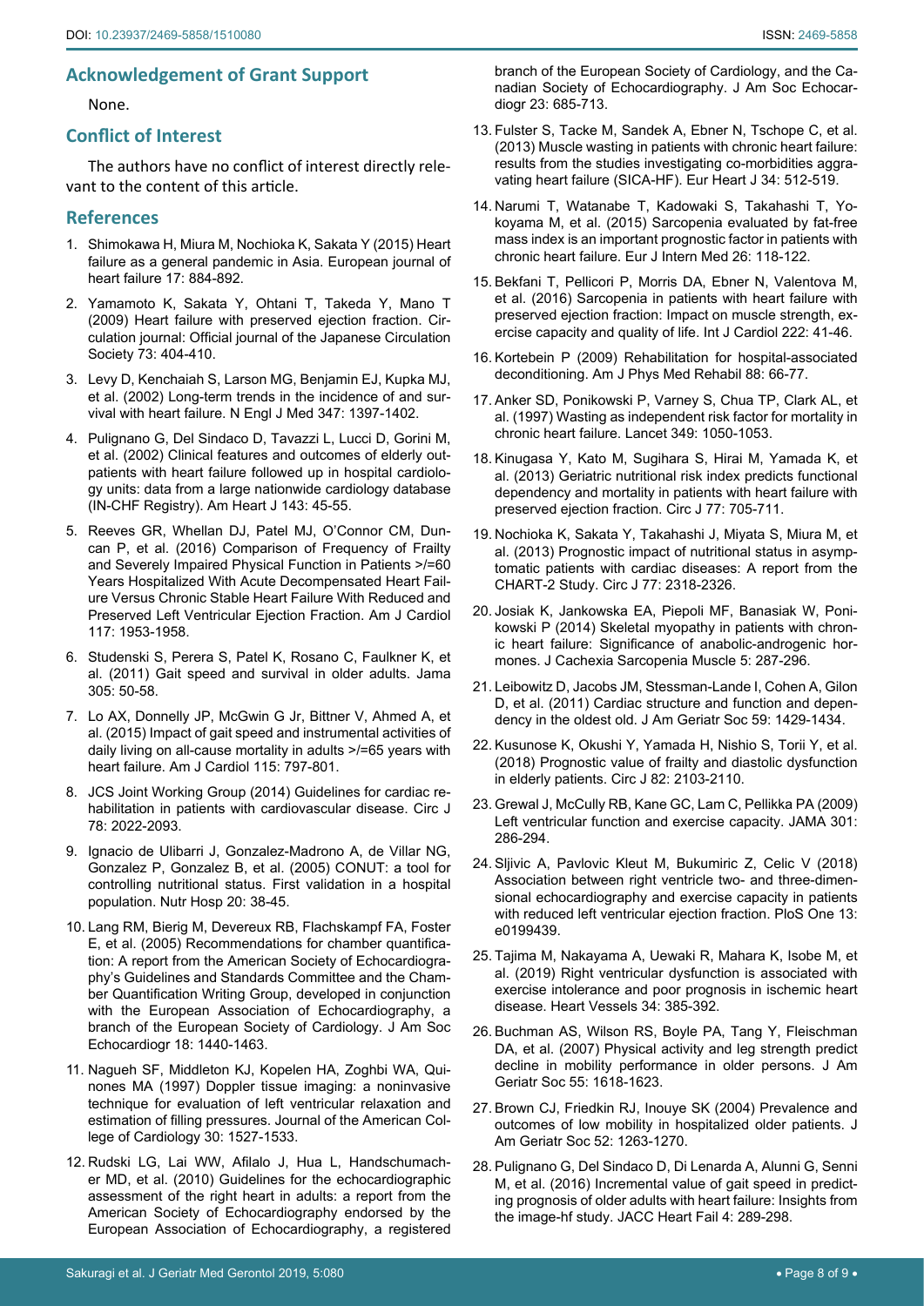## Acknowledgement of Grant Support

None.

## Conflict of Interest

The authors have no conflict of interest directly relevant to the content of this article.

## References

1. Shimokawa H, Miura M, Nochioka K, Sakata Y (2015) Heart failure as a general pandemic in Asia. European journal of heart failure 17: 884-892.
2. Yamamoto K, Sakata Y, Ohtani T, Takeda Y, Mano T (2009) Heart failure with preserved ejection fraction. Circulation journal: Official journal of the Japanese Circulation Society 73: 404-410.
3. Levy D, Kenchaiah S, Larson MG, Benjamin EJ, Kupka MJ, et al. (2002) Long-term trends in the incidence of and survival with heart failure. N Engl J Med 347: 1397-1402.
4. Pulignano G, Del Sindaco D, Tavazzi L, Lucci D, Gorini M, et al. (2002) Clinical features and outcomes of elderly outpatients with heart failure followed up in hospital cardiology units: data from a large nationwide cardiology database (IN-CHF Registry). Am Heart J 143: 45-55.
5. Reeves GR, Whellan DJ, Patel MJ, O'Connor CM, Duncan P, et al. (2016) Comparison of Frequency of Frailty and Severely Impaired Physical Function in Patients >/=60 Years Hospitalized With Acute Decompensated Heart Failure Versus Chronic Stable Heart Failure With Reduced and Preserved Left Ventricular Ejection Fraction. Am J Cardiol 117: 1953-1958.
6. Studenski S, Perera S, Patel K, Rosano C, Faulkner K, et al. (2011) Gait speed and survival in older adults. Jama 305: 50-58.
7. Lo AX, Donnelly JP, McGwin G Jr, Bittner V, Ahmed A, et al. (2015) Impact of gait speed and instrumental activities of daily living on all-cause mortality in adults >/=65 years with heart failure. Am J Cardiol 115: 797-801.
8. JCS Joint Working Group (2014) Guidelines for cardiac rehabilitation in patients with cardiovascular disease. Circ J 78: 2022-2093.
9. Ignacio de Ulibarri J, Gonzalez-Madrono A, de Villar NG, Gonzalez P, Gonzalez B, et al. (2005) CONUT: a tool for controlling nutritional status. First validation in a hospital population. Nutr Hosp 20: 38-45.
10. Lang RM, Bierig M, Devereux RB, Flachskampf FA, Foster E, et al. (2005) Recommendations for chamber quantification: A report from the American Society of Echocardiography's Guidelines and Standards Committee and the Chamber Quantification Writing Group, developed in conjunction with the European Association of Echocardiography, a branch of the European Society of Cardiology. J Am Soc Echocardiogr 18: 1440-1463.
11. Nagueh SF, Middleton KJ, Kopelen HA, Zoghbi WA, Quinones MA (1997) Doppler tissue imaging: a noninvasive technique for evaluation of left ventricular relaxation and estimation of filling pressures. Journal of the American College of Cardiology 30: 1527-1533.
12. Rudski LG, Lai WW, Afilalo J, Hua L, Handschumacher MD, et al. (2010) Guidelines for the echocardiographic assessment of the right heart in adults: a report from the American Society of Echocardiography endorsed by the European Association of Echocardiography, a registered branch of the European Society of Cardiology, and the Canadian Society of Echocardiography. J Am Soc Echocardiogr 23: 685-713.
13. Fulster S, Tacke M, Sandek A, Ebner N, Tschope C, et al. (2013) Muscle wasting in patients with chronic heart failure: results from the studies investigating co-morbidities aggravating heart failure (SICA-HF). Eur Heart J 34: 512-519.
14. Narumi T, Watanabe T, Kadowaki S, Takahashi T, Yokoyama M, et al. (2015) Sarcopenia evaluated by fat-free mass index is an important prognostic factor in patients with chronic heart failure. Eur J Intern Med 26: 118-122.
15. Bekfani T, Pellicori P, Morris DA, Ebner N, Valentova M, et al. (2016) Sarcopenia in patients with heart failure with preserved ejection fraction: Impact on muscle strength, exercise capacity and quality of life. Int J Cardiol 222: 41-46.
16. Kortebein P (2009) Rehabilitation for hospital-associated deconditioning. Am J Phys Med Rehabil 88: 66-77.
17. Anker SD, Ponikowski P, Varney S, Chua TP, Clark AL, et al. (1997) Wasting as independent risk factor for mortality in chronic heart failure. Lancet 349: 1050-1053.
18. Kinugasa Y, Kato M, Sugihara S, Hirai M, Yamada K, et al. (2013) Geriatric nutritional risk index predicts functional dependency and mortality in patients with heart failure with preserved ejection fraction. Circ J 77: 705-711.
19. Nochioka K, Sakata Y, Takahashi J, Miyata S, Miura M, et al. (2013) Prognostic impact of nutritional status in asymptomatic patients with cardiac diseases: A report from the CHART-2 Study. Circ J 77: 2318-2326.
20. Josiak K, Jankowska EA, Piepoli MF, Banasiak W, Ponikowski P (2014) Skeletal myopathy in patients with chronic heart failure: Significance of anabolic-androgenic hormones. J Cachexia Sarcopenia Muscle 5: 287-296.
21. Leibowitz D, Jacobs JM, Stessman-Lande I, Cohen A, Gilon D, et al. (2011) Cardiac structure and function and dependency in the oldest old. J Am Geriatr Soc 59: 1429-1434.
22. Kusunose K, Okushi Y, Yamada H, Nishio S, Torii Y, et al. (2018) Prognostic value of frailty and diastolic dysfunction in elderly patients. Circ J 82: 2103-2110.
23. Grewal J, McCully RB, Kane GC, Lam C, Pellikka PA (2009) Left ventricular function and exercise capacity. JAMA 301: 286-294.
24. Sljivic A, Pavlovic Kleut M, Bukumiric Z, Celic V (2018) Association between right ventricle two- and three-dimensional echocardiography and exercise capacity in patients with reduced left ventricular ejection fraction. PloS One 13: e0199439.
25. Tajima M, Nakayama A, Uewaki R, Mahara K, Isobe M, et al. (2019) Right ventricular dysfunction is associated with exercise intolerance and poor prognosis in ischemic heart disease. Heart Vessels 34: 385-392.
26. Buchman AS, Wilson RS, Boyle PA, Tang Y, Fleischman DA, et al. (2007) Physical activity and leg strength predict decline in mobility performance in older persons. J Am Geriatr Soc 55: 1618-1623.
27. Brown CJ, Friedkin RJ, Inouye SK (2004) Prevalence and outcomes of low mobility in hospitalized older patients. J Am Geriatr Soc 52: 1263-1270.
28. Pulignano G, Del Sindaco D, Di Lenarda A, Alunni G, Senni M, et al. (2016) Incremental value of gait speed in predicting prognosis of older adults with heart failure: Insights from the image-hf study. JACC Heart Fail 4: 289-298.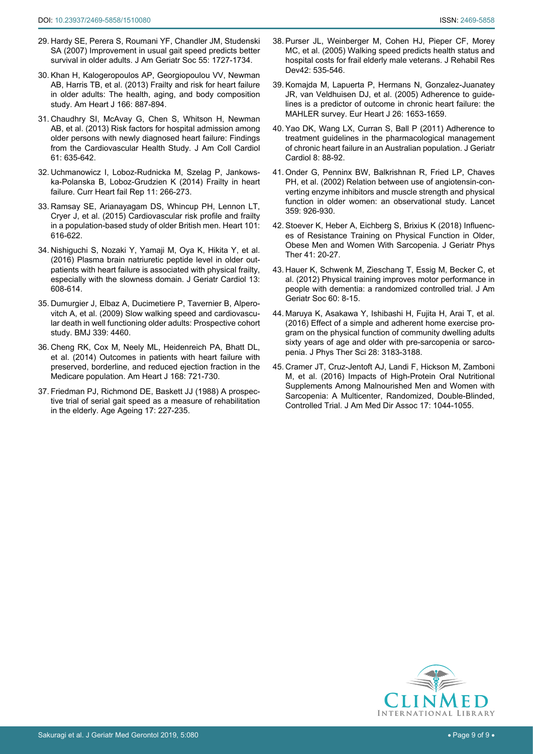29. Hardy SE, Perera S, Roumani YF, Chandler JM, Studenski SA (2007) Improvement in usual gait speed predicts better survival in older adults. J Am Geriatr Soc 55: 1727-1734.

30. Khan H, Kalogeropoulos AP, Georgiopoulou VV, Newman AB, Harris TB, et al. (2013) Frailty and risk for heart failure in older adults: The health, aging, and body composition study. Am Heart J 166: 887-894.

31. Chaudhry SI, McAvay G, Chen S, Whitson H, Newman AB, et al. (2013) Risk factors for hospital admission among older persons with newly diagnosed heart failure: Findings from the Cardiovascular Health Study. J Am Coll Cardiol 61: 635-642.

32. Uchmanowicz I, Loboz-Rudnicka M, Szelag P, Jankowska-Polanska B, Loboz-Grudzien K (2014) Frailty in heart failure. Curr Heart fail Rep 11: 266-273.

33. Ramsay SE, Arianayagam DS, Whincup PH, Lennon LT, Cryer J, et al. (2015) Cardiovascular risk profile and frailty in a population-based study of older British men. Heart 101: 616-622.

34. Nishiguchi S, Nozaki Y, Yamaji M, Oya K, Hikita Y, et al. (2016) Plasma brain natriuretic peptide level in older outpatients with heart failure is associated with physical frailty, especially with the slowness domain. J Geriatr Cardiol 13: 608-614.

35. Dumurgier J, Elbaz A, Ducimetiere P, Tavernier B, Alperovitch A, et al. (2009) Slow walking speed and cardiovascular death in well functioning older adults: Prospective cohort study. BMJ 339: 4460.

36. Cheng RK, Cox M, Neely ML, Heidenreich PA, Bhatt DL, et al. (2014) Outcomes in patients with heart failure with preserved, borderline, and reduced ejection fraction in the Medicare population. Am Heart J 168: 721-730.

37. Friedman PJ, Richmond DE, Baskett JJ (1988) A prospective trial of serial gait speed as a measure of rehabilitation in the elderly. Age Ageing 17: 227-235.

38. Purser JL, Weinberger M, Cohen HJ, Pieper CF, Morey MC, et al. (2005) Walking speed predicts health status and hospital costs for frail elderly male veterans. J Rehabil Res Dev42: 535-546.

39. Komajda M, Lapuerta P, Hermans N, Gonzalez-Juanatey JR, van Veldhuisen DJ, et al. (2005) Adherence to guidelines is a predictor of outcome in chronic heart failure: the MAHLER survey. Eur Heart J 26: 1653-1659.

40. Yao DK, Wang LX, Curran S, Ball P (2011) Adherence to treatment guidelines in the pharmacological management of chronic heart failure in an Australian population. J Geriatr Cardiol 8: 88-92.

41. Onder G, Penninx BW, Balkrishnan R, Fried LP, Chaves PH, et al. (2002) Relation between use of angiotensin-converting enzyme inhibitors and muscle strength and physical function in older women: an observational study. Lancet 359: 926-930.

42. Stoever K, Heber A, Eichberg S, Brixius K (2018) Influences of Resistance Training on Physical Function in Older, Obese Men and Women With Sarcopenia. J Geriatr Phys Ther 41: 20-27.

43. Hauer K, Schwenk M, Zieschang T, Essig M, Becker C, et al. (2012) Physical training improves motor performance in people with dementia: a randomized controlled trial. J Am Geriatr Soc 60: 8-15.

44. Maruya K, Asakawa Y, Ishibashi H, Fujita H, Arai T, et al. (2016) Effect of a simple and adherent home exercise program on the physical function of community dwelling adults sixty years of age and older with pre-sarcopenia or sarcopenia. J Phys Ther Sci 28: 3183-3188.

45. Cramer JT, Cruz-Jentoft AJ, Landi F, Hickson M, Zamboni M, et al. (2016) Impacts of High-Protein Oral Nutritional Supplements Among Malnourished Men and Women with Sarcopenia: A Multicenter, Randomized, Double-Blinded, Controlled Trial. J Am Med Dir Assoc 17: 1044-1055.